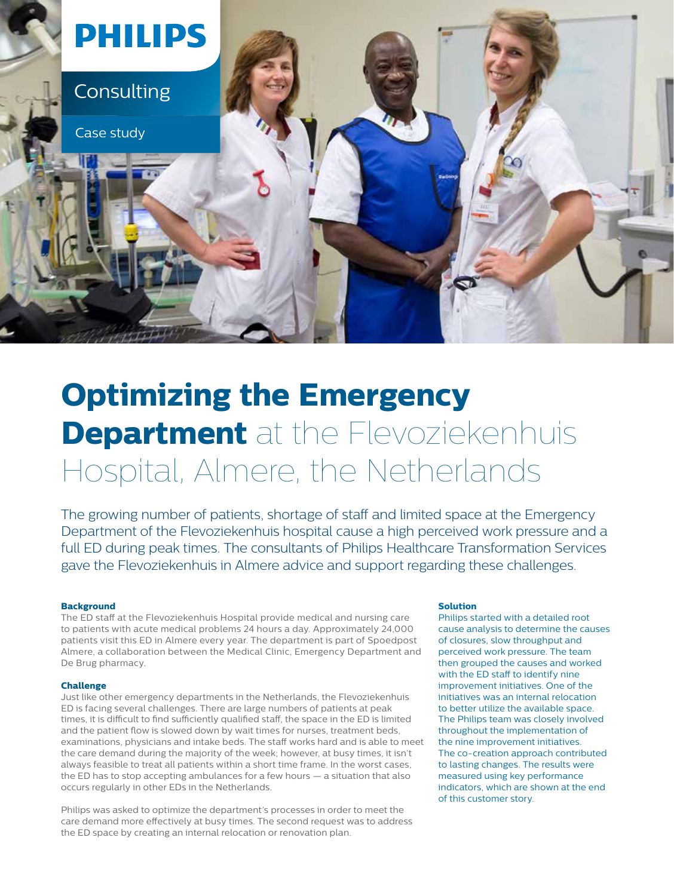PHILIPS

Consulting

Case study

# Optimizing the Emergency Department at the Flevoziekenhuis Hospital, Almere, the Netherlands

The growing number of patients, shortage of staff and limited space at the Emergency Department of the Flevoziekenhuis hospital cause a high perceived work pressure and a full ED during peak times. The consultants of Philips Healthcare Transformation Services gave the Flevoziekenhuis in Almere advice and support regarding these challenges.

### Background

The ED staff at the Flevoziekenhuis Hospital provide medical and nursing care to patients with acute medical problems 24 hours a day. Approximately 24,000 patients visit this ED in Almere every year. The department is part of Spoedpost Almere, a collaboration between the Medical Clinic, Emergency Department and De Brug pharmacy.

### Challenge

Just like other emergency departments in the Netherlands, the Flevoziekenhuis ED is facing several challenges. There are large numbers of patients at peak times, it is difficult to find sufficiently qualified staff, the space in the ED is limited and the patient flow is slowed down by wait times for nurses, treatment beds, examinations, physicians and intake beds. The staff works hard and is able to meet the care demand during the majority of the week; however, at busy times, it isn't always feasible to treat all patients within a short time frame. In the worst cases, the ED has to stop accepting ambulances for a few hours — a situation that also occurs regularly in other EDs in the Netherlands.

Philips was asked to optimize the department's processes in order to meet the care demand more effectively at busy times. The second request was to address the ED space by creating an internal relocation or renovation plan.

### Solution

Philips started with a detailed root cause analysis to determine the causes of closures, slow throughput and perceived work pressure. The team then grouped the causes and worked with the ED staff to identify nine improvement initiatives. One of the initiatives was an internal relocation to better utilize the available space. The Philips team was closely involved throughout the implementation of the nine improvement initiatives. The co-creation approach contributed to lasting changes. The results were measured using key performance indicators, which are shown at the end of this customer story.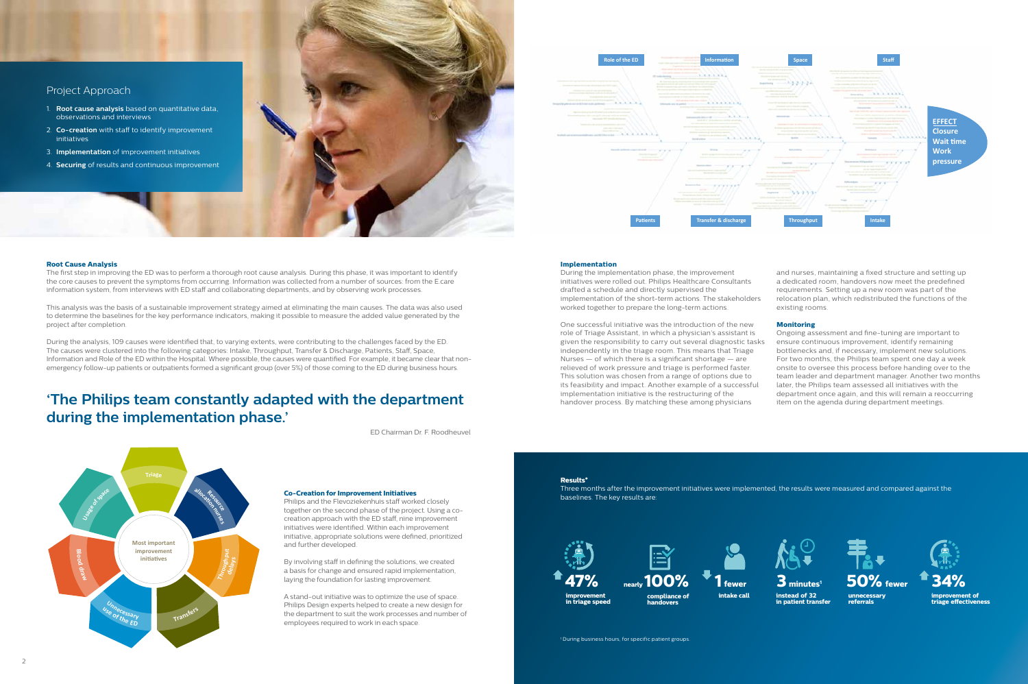## Project Approach

1. **Root cause analysis** based on quantitative data, observations and interviews
2. **Co-creation** with staff to identify improvement initiatives
3. **Implementation** of improvement initiatives
4. **Securing** of results and continuous improvement

Role of the ED | Information | Space | Staff

Patients | Transfer & discharge | Throughput | Intake

**EFFECT**
**Closure**
**Wait time**
**Work pressure**

### Root Cause Analysis

The first step in improving the ED was to perform a thorough root cause analysis. During this phase, it was important to identify the core causes to prevent the symptoms from occurring. Information was collected from a number of sources: from the E.care information system, from interviews with ED staff and collaborating departments, and by observing work processes.

This analysis was the basis of a sustainable improvement strategy aimed at eliminating the main causes. The data was also used to determine the baselines for the key performance indicators, making it possible to measure the added value generated by the project after completion.

During the analysis, 109 causes were identified that, to varying extents, were contributing to the challenges faced by the ED. The causes were clustered into the following categories: Intake, Throughput, Transfer & Discharge, Patients, Staff, Space, Information and Role of the ED within the Hospital. Where possible, the causes were quantified. For example, it became clear that non-emergency follow-up patients or outpatients formed a significant group (over 5%) of those coming to the ED during business hours.

## 'The Philips team constantly adapted with the department during the implementation phase.'

ED Chairman Dr. F. Roodheuvel

Most important improvement initiatives: Triage, Resource allocation nurses, Throughput delays, Transfers, Unnecessary use of the ED, Blood draw, Usage of space

### Co-Creation for Improvement Initiatives

Philips and the Flevoziekenhuis staff worked closely together on the second phase of the project. Using a co-creation approach with the ED staff, nine improvement initiatives were identified. Within each improvement initiative, appropriate solutions were defined, prioritized and further developed.

By involving staff in defining the solutions, we created a basis for change and ensured rapid implementation, laying the foundation for lasting improvement.

A stand-out initiative was to optimize the use of space. Philips Design experts helped to create a new design for the department to suit the work processes and number of employees required to work in each space.

### Implementation

During the implementation phase, the improvement initiatives were rolled out. Philips Healthcare Consultants drafted a schedule and directly supervised the implementation of the short-term actions. The stakeholders worked together to prepare the long-term actions.

One successful initiative was the introduction of the new role of Triage Assistant, in which a physician's assistant is given the responsibility to carry out several diagnostic tasks independently in the triage room. This means that Triage Nurses — of which there is a significant shortage — are relieved of work pressure and triage is performed faster. This solution was chosen from a range of options due to its feasibility and impact. Another example of a successful implementation initiative is the restructuring of the handover process. By matching these among physicians and nurses, maintaining a fixed structure and setting up a dedicated room, handovers now meet the predefined requirements. Setting up a new room was part of the relocation plan, which redistributed the functions of the existing rooms.

### Monitoring

Ongoing assessment and fine-tuning are important to ensure continuous improvement, identify remaining bottlenecks and, if necessary, implement new solutions. For two months, the Philips team spent one day a week onsite to oversee this process before handing over to the team leader and department manager. Another two months later, the Philips team assessed all initiatives with the department once again, and this will remain a reoccurring item on the agenda during department meetings.

### Results*

Three months after the improvement initiatives were implemented, the results were measured and compared against the baselines. The key results are:

- **47%** improvement in triage speed
- nearly **100%** compliance of handovers
- **1** fewer intake call
- **3** minutes[1] instead of 32 in patient transfer
- **50%** fewer unnecessary referrals
- **34%** improvement of triage effectiveness

[1] During business hours, for specific patient groups.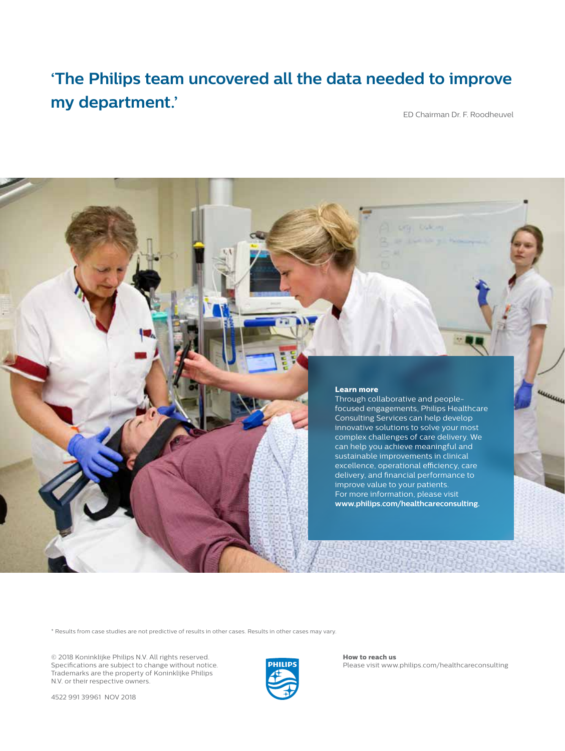## 'The Philips team uncovered all the data needed to improve my department.'

ED Chairman Dr. F. Roodheuvel

**Learn more**
Through collaborative and people-focused engagements, Philips Healthcare Consulting Services can help develop innovative solutions to solve your most complex challenges of care delivery. We can help you achieve meaningful and sustainable improvements in clinical excellence, operational efficiency, care delivery, and financial performance to improve value to your patients.
For more information, please visit **www.philips.com/healthcareconsulting.**

* Results from case studies are not predictive of results in other cases. Results in other cases may vary.

© 2018 Koninklijke Philips N.V. All rights reserved.
Specifications are subject to change without notice.
Trademarks are the property of Koninklijke Philips N.V. or their respective owners.

4522 991 39961 NOV 2018

**How to reach us**
Please visit www.philips.com/healthcareconsulting